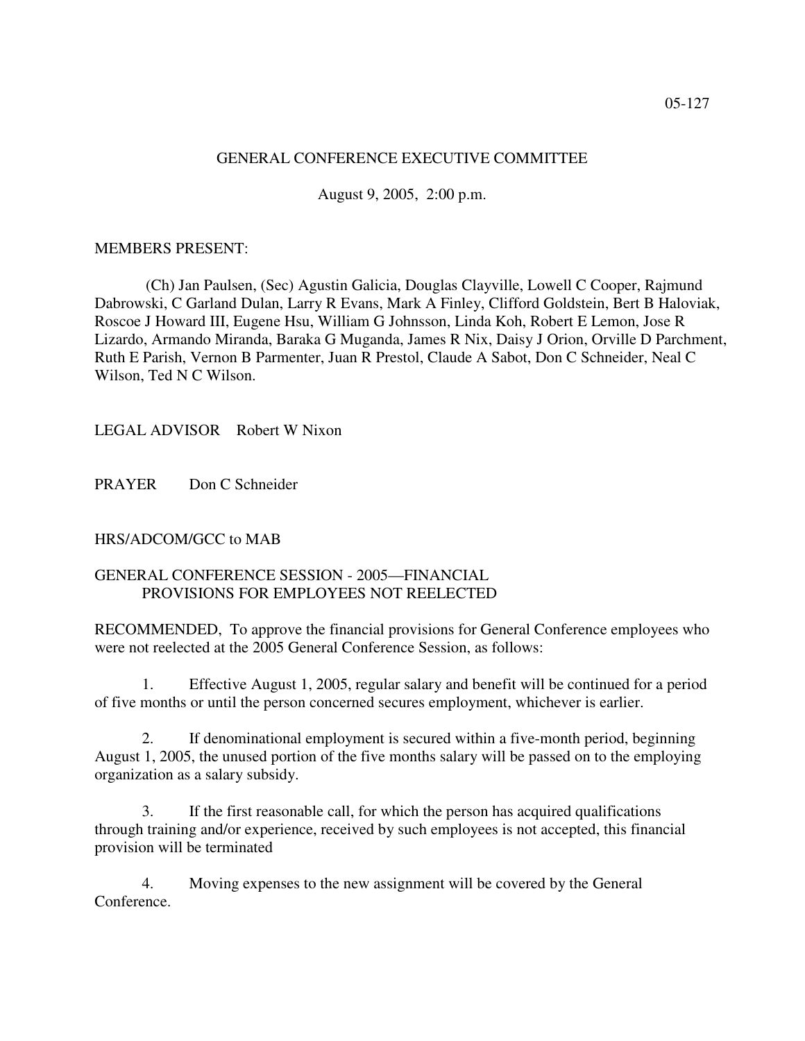05-127

GENERAL CONFERENCE EXECUTIVE COMMITTEE

August 9, 2005, 2:00 p.m.

MEMBERS PRESENT:

(Ch) Jan Paulsen, (Sec) Agustin Galicia, Douglas Clayville, Lowell C Cooper, Rajmund Dabrowski, C Garland Dulan, Larry R Evans, Mark A Finley, Clifford Goldstein, Bert B Haloviak, Roscoe J Howard III, Eugene Hsu, William G Johnsson, Linda Koh, Robert E Lemon, Jose R Lizardo, Armando Miranda, Baraka G Muganda, James R Nix, Daisy J Orion, Orville D Parchment, Ruth E Parish, Vernon B Parmenter, Juan R Prestol, Claude A Sabot, Don C Schneider, Neal C Wilson, Ted N C Wilson.

LEGAL ADVISOR Robert W Nixon

PRAYER Don C Schneider

HRS/ADCOM/GCC to MAB

GENERAL CONFERENCE SESSION - 2005—FINANCIAL PROVISIONS FOR EMPLOYEES NOT REELECTED

RECOMMENDED, To approve the financial provisions for General Conference employees who were not reelected at the 2005 General Conference Session, as follows:

1. Effective August 1, 2005, regular salary and benefit will be continued for a period of five months or until the person concerned secures employment, whichever is earlier.

2. If denominational employment is secured within a five-month period, beginning August 1, 2005, the unused portion of the five months salary will be passed on to the employing organization as a salary subsidy.

3. If the first reasonable call, for which the person has acquired qualifications through training and/or experience, received by such employees is not accepted, this financial provision will be terminated

4. Moving expenses to the new assignment will be covered by the General Conference.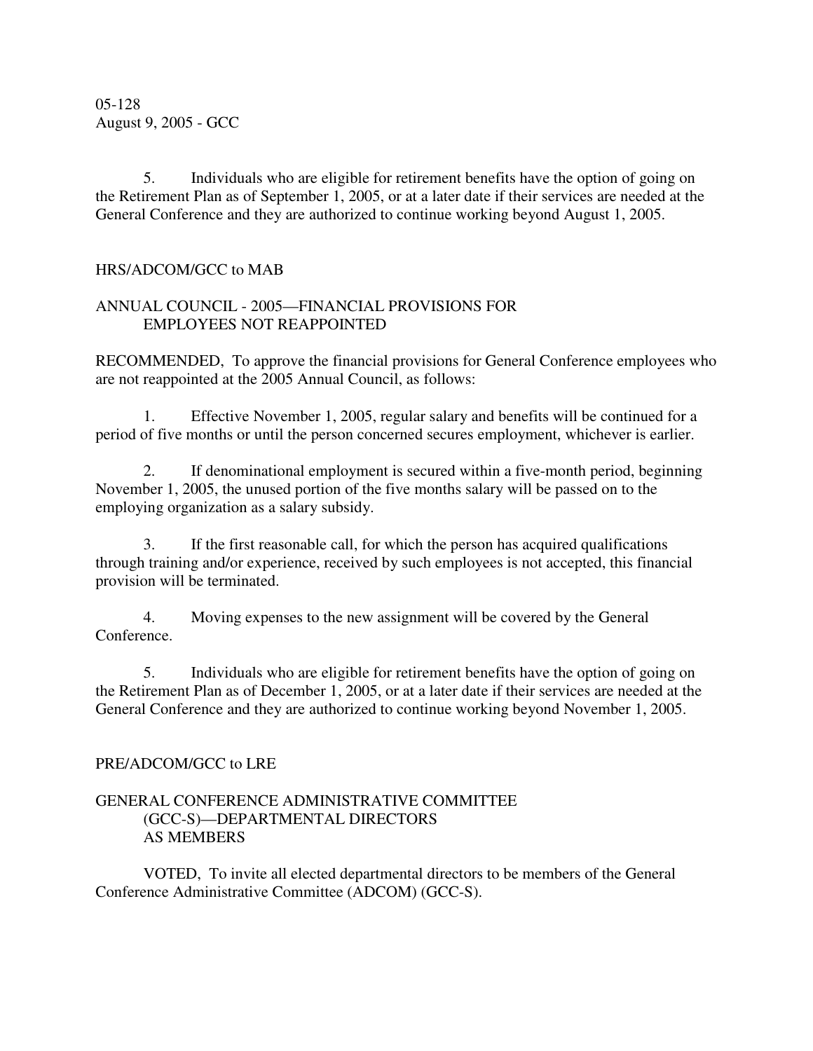5. Individuals who are eligible for retirement benefits have the option of going on the Retirement Plan as of September 1, 2005, or at a later date if their services are needed at the General Conference and they are authorized to continue working beyond August 1, 2005.

HRS/ADCOM/GCC to MAB

ANNUAL COUNCIL - 2005—FINANCIAL PROVISIONS FOR EMPLOYEES NOT REAPPOINTED

RECOMMENDED, To approve the financial provisions for General Conference employees who are not reappointed at the 2005 Annual Council, as follows:

1. Effective November 1, 2005, regular salary and benefits will be continued for a period of five months or until the person concerned secures employment, whichever is earlier.

2. If denominational employment is secured within a five-month period, beginning November 1, 2005, the unused portion of the five months salary will be passed on to the employing organization as a salary subsidy.

3. If the first reasonable call, for which the person has acquired qualifications through training and/or experience, received by such employees is not accepted, this financial provision will be terminated.

4. Moving expenses to the new assignment will be covered by the General Conference.

5. Individuals who are eligible for retirement benefits have the option of going on the Retirement Plan as of December 1, 2005, or at a later date if their services are needed at the General Conference and they are authorized to continue working beyond November 1, 2005.

PRE/ADCOM/GCC to LRE

GENERAL CONFERENCE ADMINISTRATIVE COMMITTEE (GCC-S)—DEPARTMENTAL DIRECTORS AS MEMBERS

VOTED, To invite all elected departmental directors to be members of the General Conference Administrative Committee (ADCOM) (GCC-S).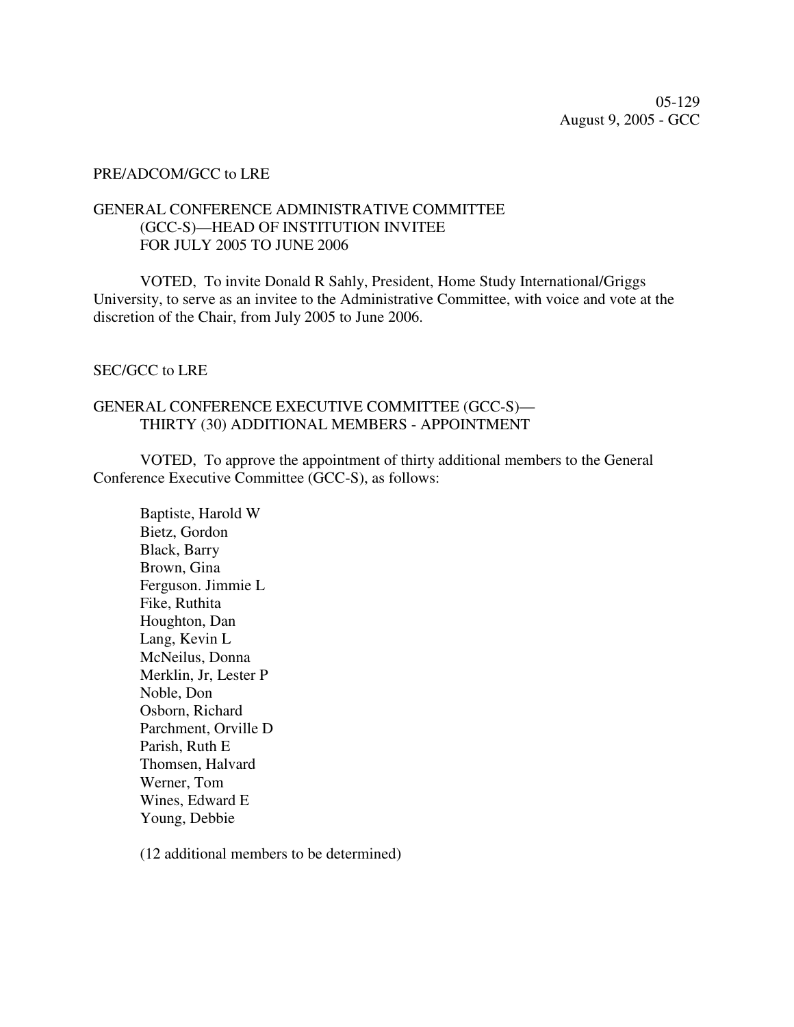05-129
August 9, 2005 - GCC

PRE/ADCOM/GCC to LRE

GENERAL CONFERENCE ADMINISTRATIVE COMMITTEE (GCC-S)—HEAD OF INSTITUTION INVITEE FOR JULY 2005 TO JUNE 2006

VOTED, To invite Donald R Sahly, President, Home Study International/Griggs University, to serve as an invitee to the Administrative Committee, with voice and vote at the discretion of the Chair, from July 2005 to June 2006.

SEC/GCC to LRE

GENERAL CONFERENCE EXECUTIVE COMMITTEE (GCC-S)—THIRTY (30) ADDITIONAL MEMBERS - APPOINTMENT

VOTED, To approve the appointment of thirty additional members to the General Conference Executive Committee (GCC-S), as follows:

Baptiste, Harold W
Bietz, Gordon
Black, Barry
Brown, Gina
Ferguson. Jimmie L
Fike, Ruthita
Houghton, Dan
Lang, Kevin L
McNeilus, Donna
Merklin, Jr, Lester P
Noble, Don
Osborn, Richard
Parchment, Orville D
Parish, Ruth E
Thomsen, Halvard
Werner, Tom
Wines, Edward E
Young, Debbie

(12 additional members to be determined)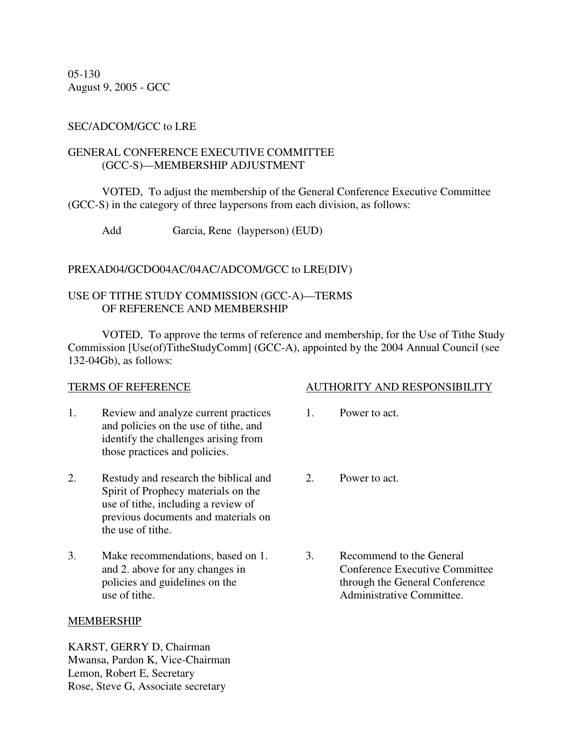05-130
August 9, 2005 - GCC

SEC/ADCOM/GCC to LRE

GENERAL CONFERENCE EXECUTIVE COMMITTEE (GCC-S)—MEMBERSHIP ADJUSTMENT

VOTED, To adjust the membership of the General Conference Executive Committee (GCC-S) in the category of three laypersons from each division, as follows:

Add Garcia, Rene (layperson) (EUD)

PREXAD04/GCDO04AC/04AC/ADCOM/GCC to LRE(DIV)

USE OF TITHE STUDY COMMISSION (GCC-A)—TERMS OF REFERENCE AND MEMBERSHIP

VOTED, To approve the terms of reference and membership, for the Use of Tithe Study Commission [Use(of)TitheStudyComm] (GCC-A), appointed by the 2004 Annual Council (see 132-04Gb), as follows:

| TERMS OF REFERENCE | AUTHORITY AND RESPONSIBILITY |
|---|---|
| 1. Review and analyze current practices and policies on the use of tithe, and identify the challenges arising from those practices and policies. | 1. Power to act. |
| 2. Restudy and research the biblical and Spirit of Prophecy materials on the use of tithe, including a review of previous documents and materials on the use of tithe. | 2. Power to act. |
| 3. Make recommendations, based on 1. and 2. above for any changes in policies and guidelines on the use of tithe. | 3. Recommend to the General Conference Executive Committee through the General Conference Administrative Committee. |

MEMBERSHIP

KARST, GERRY D, Chairman
Mwansa, Pardon K, Vice-Chairman
Lemon, Robert E, Secretary
Rose, Steve G, Associate secretary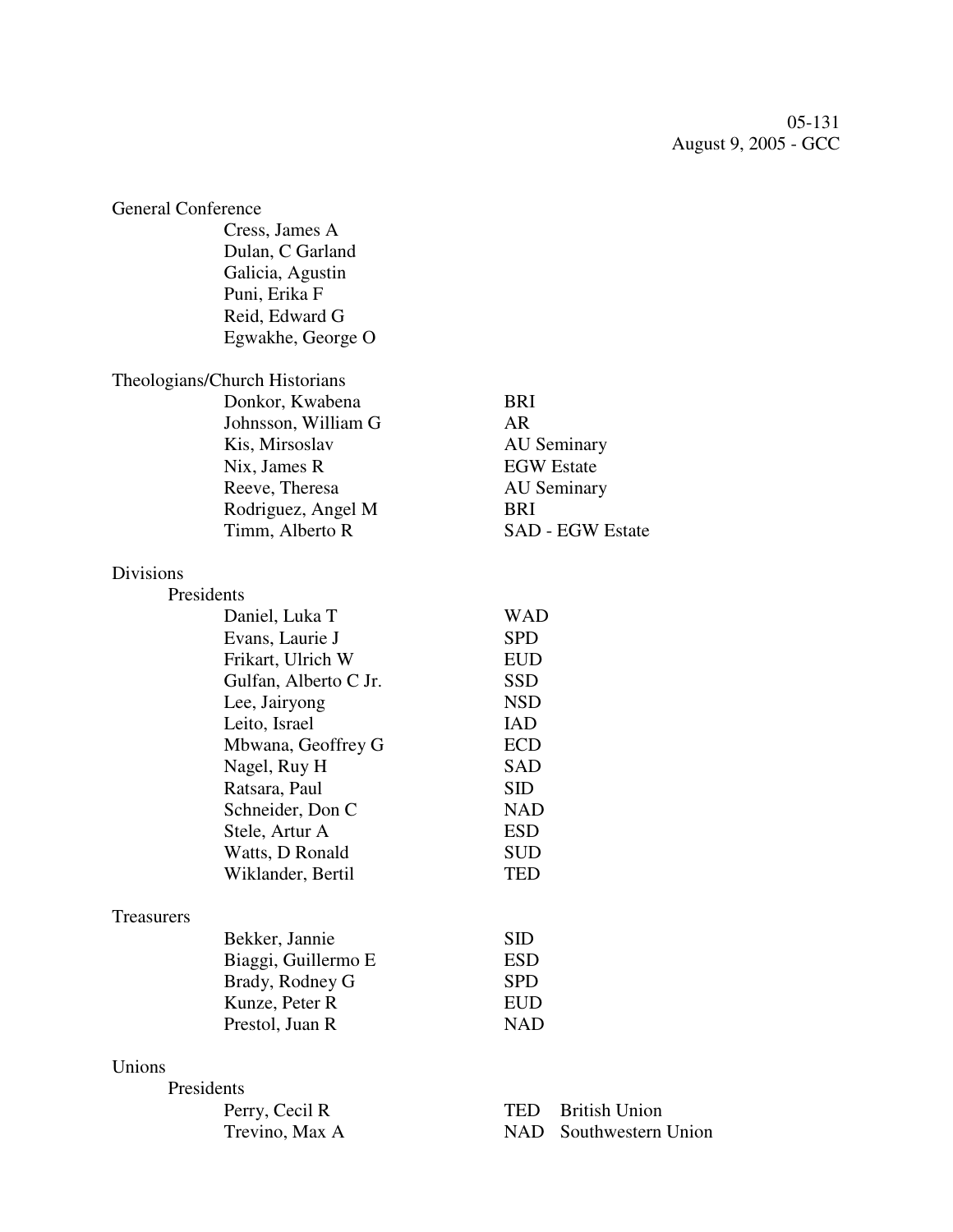05-131
August 9, 2005 - GCC

General Conference

- Cress, James A
- Dulan, C Garland
- Galicia, Agustin
- Puni, Erika F
- Reid, Edward G
- Egwakhe, George O

Theologians/Church Historians

| | |
|---|---|
| Donkor, Kwabena | BRI |
| Johnsson, William G | AR |
| Kis, Mirsoslav | AU Seminary |
| Nix, James R | EGW Estate |
| Reeve, Theresa | AU Seminary |
| Rodriguez, Angel M | BRI |
| Timm, Alberto R | SAD - EGW Estate |

Divisions

Presidents

| | |
|---|---|
| Daniel, Luka T | WAD |
| Evans, Laurie J | SPD |
| Frikart, Ulrich W | EUD |
| Gulfan, Alberto C Jr. | SSD |
| Lee, Jairyong | NSD |
| Leito, Israel | IAD |
| Mbwana, Geoffrey G | ECD |
| Nagel, Ruy H | SAD |
| Ratsara, Paul | SID |
| Schneider, Don C | NAD |
| Stele, Artur A | ESD |
| Watts, D Ronald | SUD |
| Wiklander, Bertil | TED |

Treasurers

| | |
|---|---|
| Bekker, Jannie | SID |
| Biaggi, Guillermo E | ESD |
| Brady, Rodney G | SPD |
| Kunze, Peter R | EUD |
| Prestol, Juan R | NAD |

Unions

Presidents

| | | |
|---|---|---|
| Perry, Cecil R | TED | British Union |
| Trevino, Max A | NAD | Southwestern Union |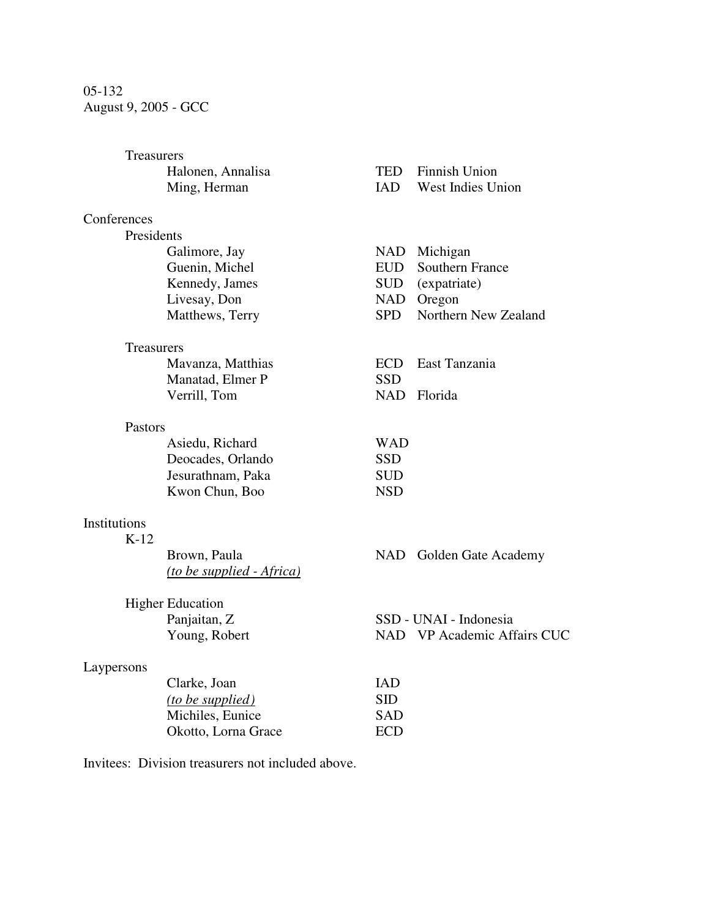05-132
August 9, 2005 - GCC

Treasurers

| | | |
|---|---|---|
| Halonen, Annalisa | TED | Finnish Union |
| Ming, Herman | IAD | West Indies Union |

Conferences

Presidents

| | | |
|---|---|---|
| Galimore, Jay | NAD | Michigan |
| Guenin, Michel | EUD | Southern France |
| Kennedy, James | SUD | (expatriate) |
| Livesay, Don | NAD | Oregon |
| Matthews, Terry | SPD | Northern New Zealand |

Treasurers

| | | |
|---|---|---|
| Mavanza, Matthias | ECD | East Tanzania |
| Manatad, Elmer P | SSD | |
| Verrill, Tom | NAD | Florida |

Pastors

| | |
|---|---|
| Asiedu, Richard | WAD |
| Deocades, Orlando | SSD |
| Jesurathnam, Paka | SUD |
| Kwon Chun, Boo | NSD |

Institutions

K-12

| | | |
|---|---|---|
| Brown, Paula | NAD | Golden Gate Academy |
| *(to be supplied - Africa)* | | |

Higher Education

| | |
|---|---|
| Panjaitan, Z | SSD - UNAI - Indonesia |
| Young, Robert | NAD VP Academic Affairs CUC |

Laypersons

| | |
|---|---|
| Clarke, Joan | IAD |
| *(to be supplied)* | SID |
| Michiles, Eunice | SAD |
| Okotto, Lorna Grace | ECD |

Invitees: Division treasurers not included above.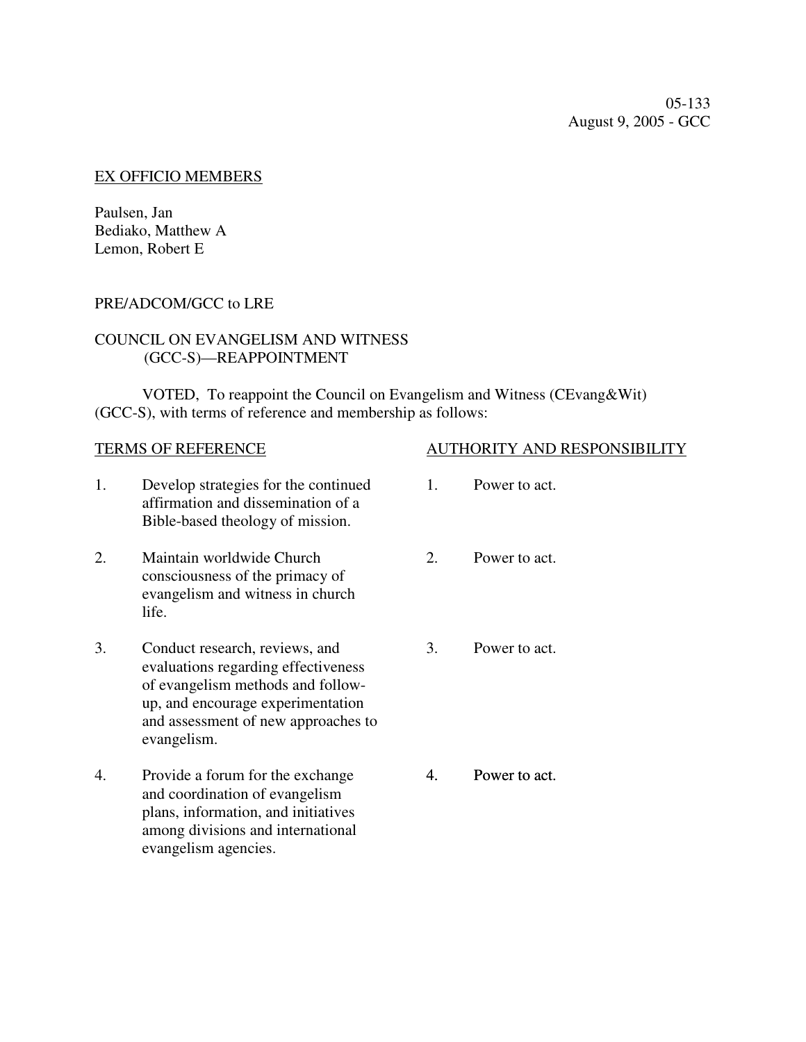05-133
August 9, 2005 - GCC

EX OFFICIO MEMBERS

Paulsen, Jan
Bediako, Matthew A
Lemon, Robert E

PRE/ADCOM/GCC to LRE

COUNCIL ON EVANGELISM AND WITNESS (GCC-S)—REAPPOINTMENT

VOTED, To reappoint the Council on Evangelism and Witness (CEvang&Wit) (GCC-S), with terms of reference and membership as follows:

| TERMS OF REFERENCE | AUTHORITY AND RESPONSIBILITY |
| --- | --- |
| 1. Develop strategies for the continued affirmation and dissemination of a Bible-based theology of mission. | 1. Power to act. |
| 2. Maintain worldwide Church consciousness of the primacy of evangelism and witness in church life. | 2. Power to act. |
| 3. Conduct research, reviews, and evaluations regarding effectiveness of evangelism methods and follow-up, and encourage experimentation and assessment of new approaches to evangelism. | 3. Power to act. |
| 4. Provide a forum for the exchange and coordination of evangelism plans, information, and initiatives among divisions and international evangelism agencies. | 4. Power to act. |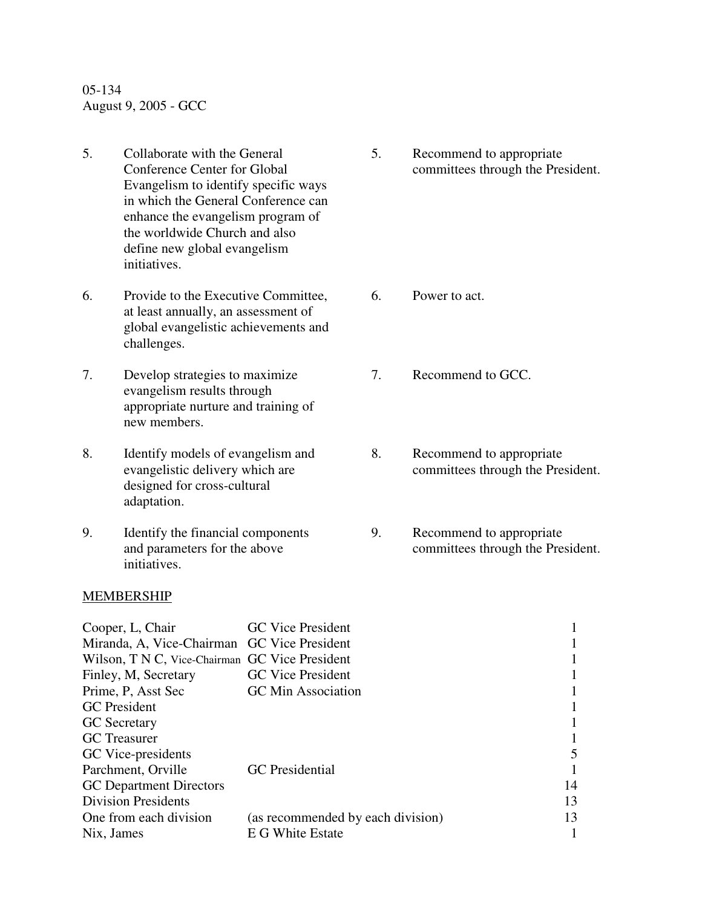05-134
August 9, 2005 - GCC

| | | | |
|---|---|---|---|
| 5. | Collaborate with the General Conference Center for Global Evangelism to identify specific ways in which the General Conference can enhance the evangelism program of the worldwide Church and also define new global evangelism initiatives. | 5. | Recommend to appropriate committees through the President. |
| 6. | Provide to the Executive Committee, at least annually, an assessment of global evangelistic achievements and challenges. | 6. | Power to act. |
| 7. | Develop strategies to maximize evangelism results through appropriate nurture and training of new members. | 7. | Recommend to GCC. |
| 8. | Identify models of evangelism and evangelistic delivery which are designed for cross-cultural adaptation. | 8. | Recommend to appropriate committees through the President. |
| 9. | Identify the financial components and parameters for the above initiatives. | 9. | Recommend to appropriate committees through the President. |

MEMBERSHIP

| | | |
|---|---|---|
| Cooper, L, Chair | GC Vice President | 1 |
| Miranda, A, Vice-Chairman | GC Vice President | 1 |
| Wilson, T N C, Vice-Chairman | GC Vice President | 1 |
| Finley, M, Secretary | GC Vice President | 1 |
| Prime, P, Asst Sec | GC Min Association | 1 |
| GC President | | 1 |
| GC Secretary | | 1 |
| GC Treasurer | | 1 |
| GC Vice-presidents | | 5 |
| Parchment, Orville | GC Presidential | 1 |
| GC Department Directors | | 14 |
| Division Presidents | | 13 |
| One from each division | (as recommended by each division) | 13 |
| Nix, James | E G White Estate | 1 |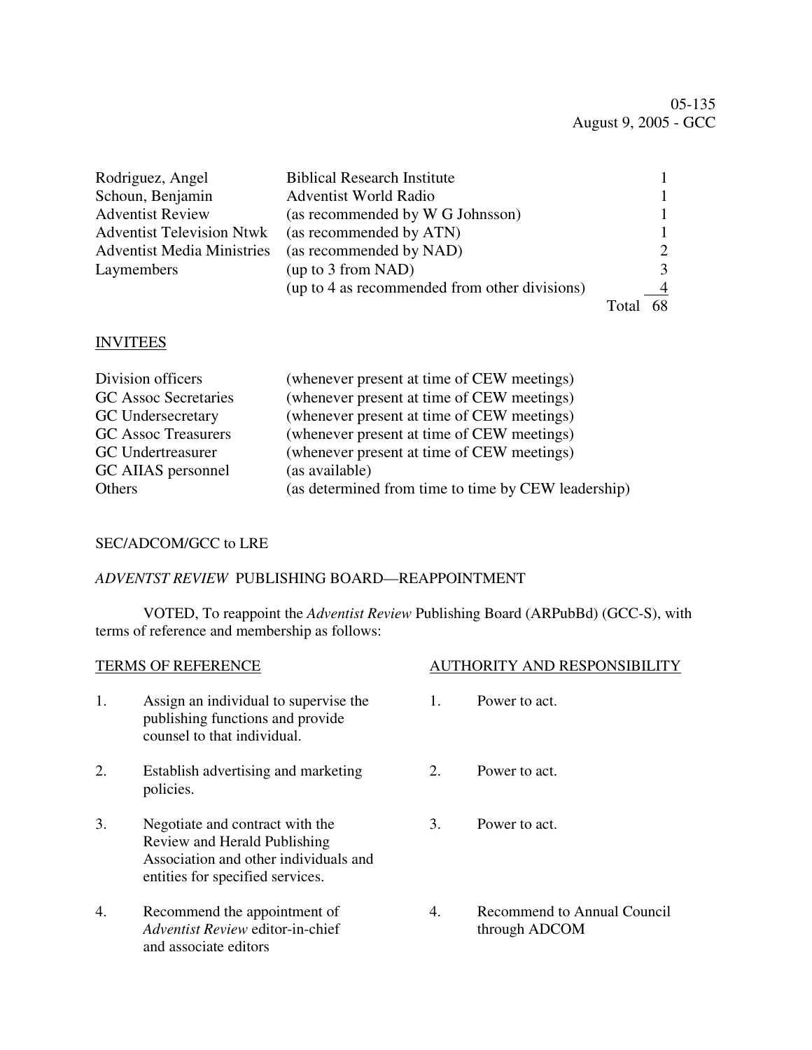05-135
August 9, 2005 - GCC

| | | |
|---|---|---|
| Rodriguez, Angel | Biblical Research Institute | 1 |
| Schoun, Benjamin | Adventist World Radio | 1 |
| Adventist Review | (as recommended by W G Johnsson) | 1 |
| Adventist Television Ntwk | (as recommended by ATN) | 1 |
| Adventist Media Ministries | (as recommended by NAD) | 2 |
| Laymembers | (up to 3 from NAD) | 3 |
| | (up to 4 as recommended from other divisions) | 4 |
| | Total | 68 |

INVITEES

| | |
|---|---|
| Division officers | (whenever present at time of CEW meetings) |
| GC Assoc Secretaries | (whenever present at time of CEW meetings) |
| GC Undersecretary | (whenever present at time of CEW meetings) |
| GC Assoc Treasurers | (whenever present at time of CEW meetings) |
| GC Undertreasurer | (whenever present at time of CEW meetings) |
| GC AIIAS personnel | (as available) |
| Others | (as determined from time to time by CEW leadership) |

SEC/ADCOM/GCC to LRE

*ADVENTST REVIEW* PUBLISHING BOARD—REAPPOINTMENT

VOTED, To reappoint the *Adventist Review* Publishing Board (ARPubBd) (GCC-S), with terms of reference and membership as follows:

| TERMS OF REFERENCE | AUTHORITY AND RESPONSIBILITY |
|---|---|
| 1. Assign an individual to supervise the publishing functions and provide counsel to that individual. | 1. Power to act. |
| 2. Establish advertising and marketing policies. | 2. Power to act. |
| 3. Negotiate and contract with the Review and Herald Publishing Association and other individuals and entities for specified services. | 3. Power to act. |
| 4. Recommend the appointment of *Adventist Review* editor-in-chief and associate editors | 4. Recommend to Annual Council through ADCOM |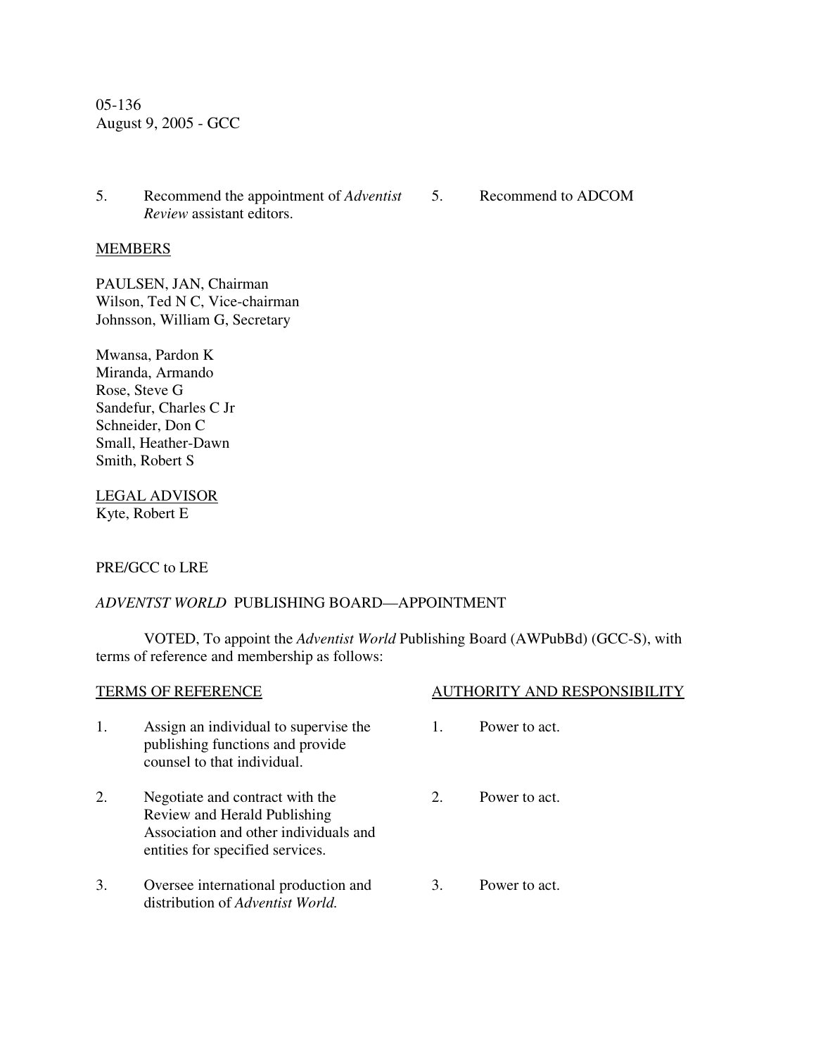05-136
August 9, 2005 - GCC

| | | | |
|---|---|---|---|
| 5. | Recommend the appointment of *Adventist Review* assistant editors. | 5. | Recommend to ADCOM |

MEMBERS

PAULSEN, JAN, Chairman
Wilson, Ted N C, Vice-chairman
Johnsson, William G, Secretary

Mwansa, Pardon K
Miranda, Armando
Rose, Steve G
Sandefur, Charles C Jr
Schneider, Don C
Small, Heather-Dawn
Smith, Robert S

LEGAL ADVISOR
Kyte, Robert E

PRE/GCC to LRE

*ADVENTST WORLD* PUBLISHING BOARD—APPOINTMENT

VOTED, To appoint the *Adventist World* Publishing Board (AWPubBd) (GCC-S), with terms of reference and membership as follows:

| TERMS OF REFERENCE | | AUTHORITY AND RESPONSIBILITY | |
|---|---|---|---|
| 1. | Assign an individual to supervise the publishing functions and provide counsel to that individual. | 1. | Power to act. |
| 2. | Negotiate and contract with the Review and Herald Publishing Association and other individuals and entities for specified services. | 2. | Power to act. |
| 3. | Oversee international production and distribution of *Adventist World.* | 3. | Power to act. |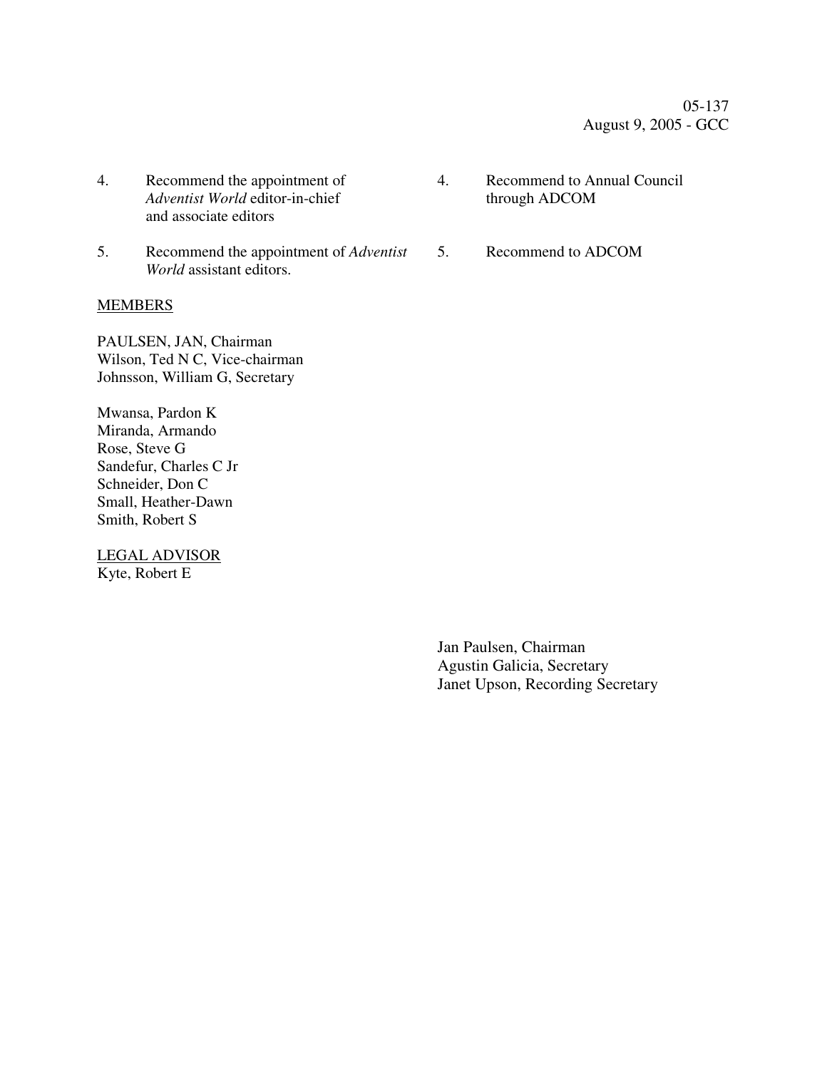05-137
August 9, 2005 - GCC

| | |
|---|---|
| 4. Recommend the appointment of *Adventist World* editor-in-chief and associate editors | 4. Recommend to Annual Council through ADCOM |
| 5. Recommend the appointment of *Adventist World* assistant editors. | 5. Recommend to ADCOM |

MEMBERS

PAULSEN, JAN, Chairman
Wilson, Ted N C, Vice-chairman
Johnsson, William G, Secretary

Mwansa, Pardon K
Miranda, Armando
Rose, Steve G
Sandefur, Charles C Jr
Schneider, Don C
Small, Heather-Dawn
Smith, Robert S

LEGAL ADVISOR
Kyte, Robert E

Jan Paulsen, Chairman
Agustin Galicia, Secretary
Janet Upson, Recording Secretary